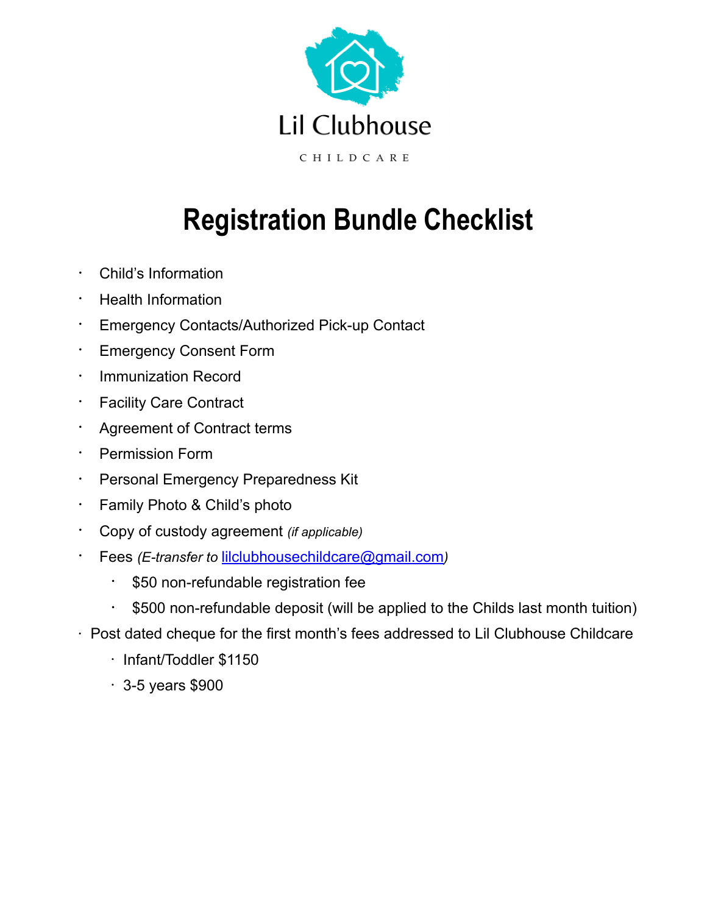Lil Clubhouse

CHILDCARE

# Registration Bundle Checklist

- Child's Information
- Health Information
- Emergency Contacts/Authorized Pick-up Contact
- Emergency Consent Form
- Immunization Record
- Facility Care Contract
- Agreement of Contract terms
- Permission Form
- Personal Emergency Preparedness Kit
- Family Photo & Child's photo
- Copy of custody agreement *(if applicable)*
- Fees *(E-transfer to lilclubhousechildcare@gmail.com)*
  - $50 non-refundable registration fee
  - $500 non-refundable deposit (will be applied to the Childs last month tuition)
- Post dated cheque for the first month's fees addressed to Lil Clubhouse Childcare
  - Infant/Toddler $1150
  - 3-5 years $900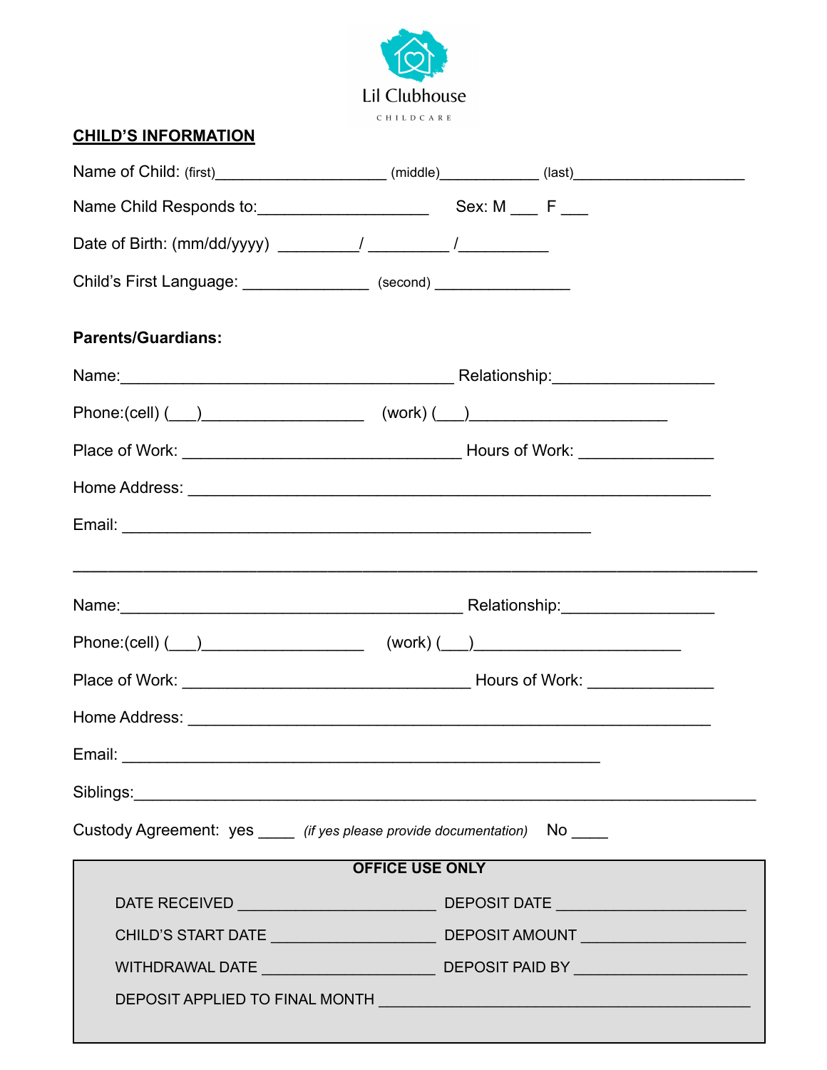Lil Clubhouse

CHILDCARE

## CHILD'S INFORMATION

Name of Child: (first)____________________ (middle)____________ (last)____________________

Name Child Responds to:___________________ Sex: M ___ F ___

Date of Birth: (mm/dd/yyyy) _________/ _________ /__________

Child's First Language: ______________ (second) _______________

**Parents/Guardians:**

Name:_____________________________________ Relationship:_________________

Phone:(cell) (___)__________________ (work) (___)______________________

Place of Work: _____________________________ Hours of Work: _______________

Home Address: ________________________________________________________

Email: ____________________________________________________

---

Name:______________________________________ Relationship:_________________

Phone:(cell) (___)__________________ (work) (___)______________________

Place of Work: _______________________________ Hours of Work: ______________

Home Address: ________________________________________________________

Email: _____________________________________________________

Siblings:___________________________________________________________________

Custody Agreement: yes ____ *(if yes please provide documentation)* No ____

**OFFICE USE ONLY**

DATE RECEIVED ______________________ DEPOSIT DATE _____________________

CHILD'S START DATE __________________ DEPOSIT AMOUNT __________________

WITHDRAWAL DATE ___________________ DEPOSIT PAID BY __________________

DEPOSIT APPLIED TO FINAL MONTH ________________________________________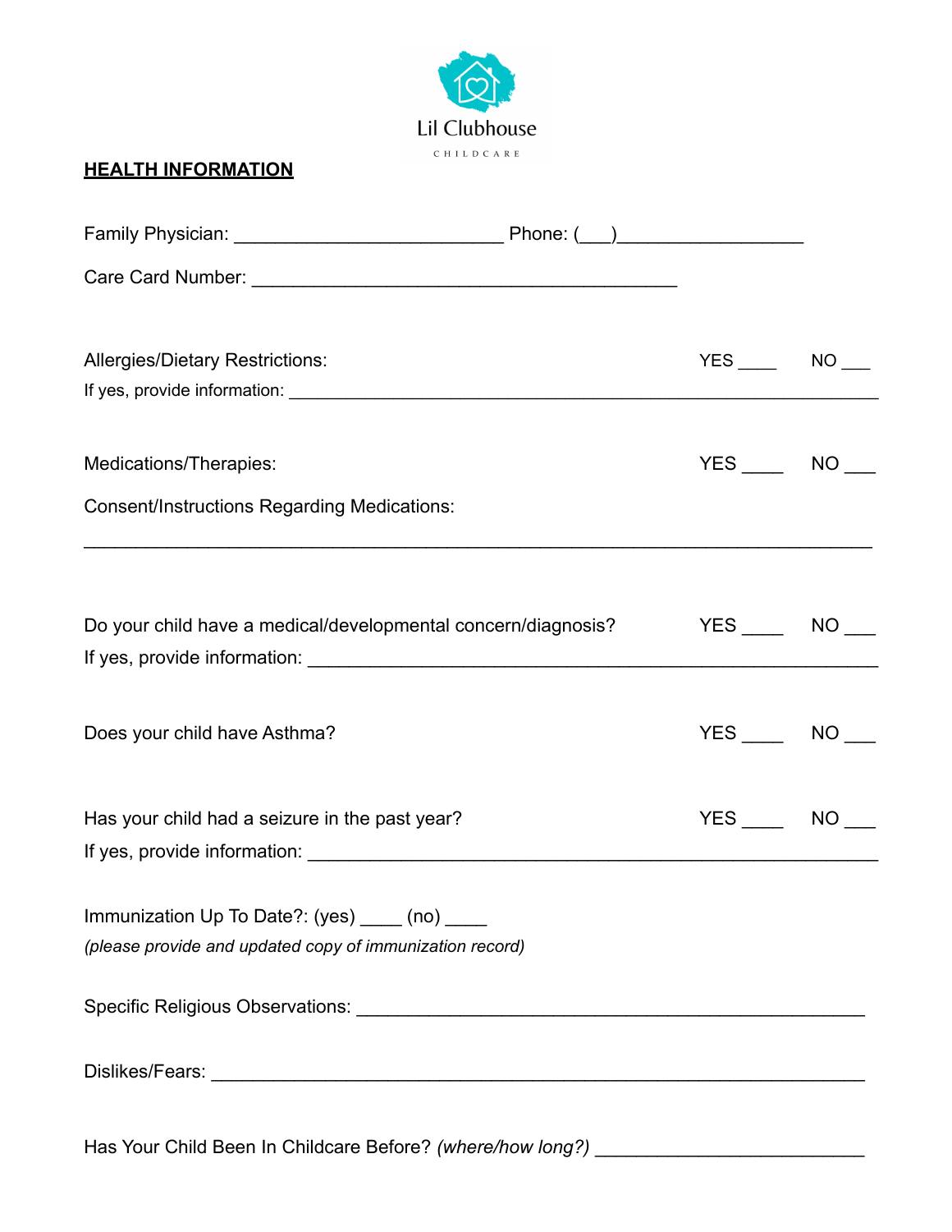Lil Clubhouse

CHILDCARE

## HEALTH INFORMATION

Family Physician: __________________________ Phone: (___)__________________

Care Card Number: ___________________________________________

Allergies/Dietary Restrictions: YES ____ NO ___

If yes, provide information: ___________________________________________________________

Medications/Therapies: YES ____ NO ___

Consent/Instructions Regarding Medications:

_____________________________________________________________________________

Do your child have a medical/developmental concern/diagnosis? YES ____ NO ___

If yes, provide information: _______________________________________________________

Does your child have Asthma? YES ____ NO ___

Has your child had a seizure in the past year? YES ____ NO ___

If yes, provide information: _______________________________________________________

Immunization Up To Date?: (yes) ____ (no) ____

*(please provide and updated copy of immunization record)*

Specific Religious Observations: ___________________________________________________

Dislikes/Fears: _________________________________________________________________

Has Your Child Been In Childcare Before? *(where/how long?)* __________________________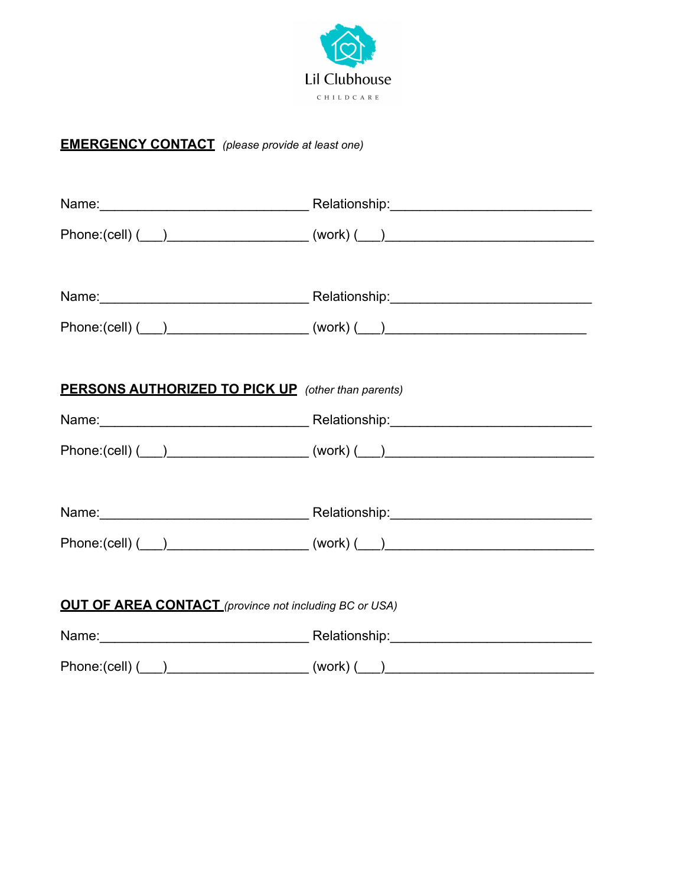Lil Clubhouse

CHILDCARE

**EMERGENCY CONTACT** *(please provide at least one)*

Name:____________________________ Relationship:___________________________

Phone:(cell) (___)___________________ (work) (___)____________________________

Name:____________________________ Relationship:___________________________

Phone:(cell) (___)___________________ (work) (___)___________________________

**PERSONS AUTHORIZED TO PICK UP** *(other than parents)*

Name:____________________________ Relationship:___________________________

Phone:(cell) (___)___________________ (work) (___)____________________________

Name:____________________________ Relationship:___________________________

Phone:(cell) (___)___________________ (work) (___)____________________________

**OUT OF AREA CONTACT** *(province not including BC or USA)*

Name:____________________________ Relationship:___________________________

Phone:(cell) (___)___________________ (work) (___)____________________________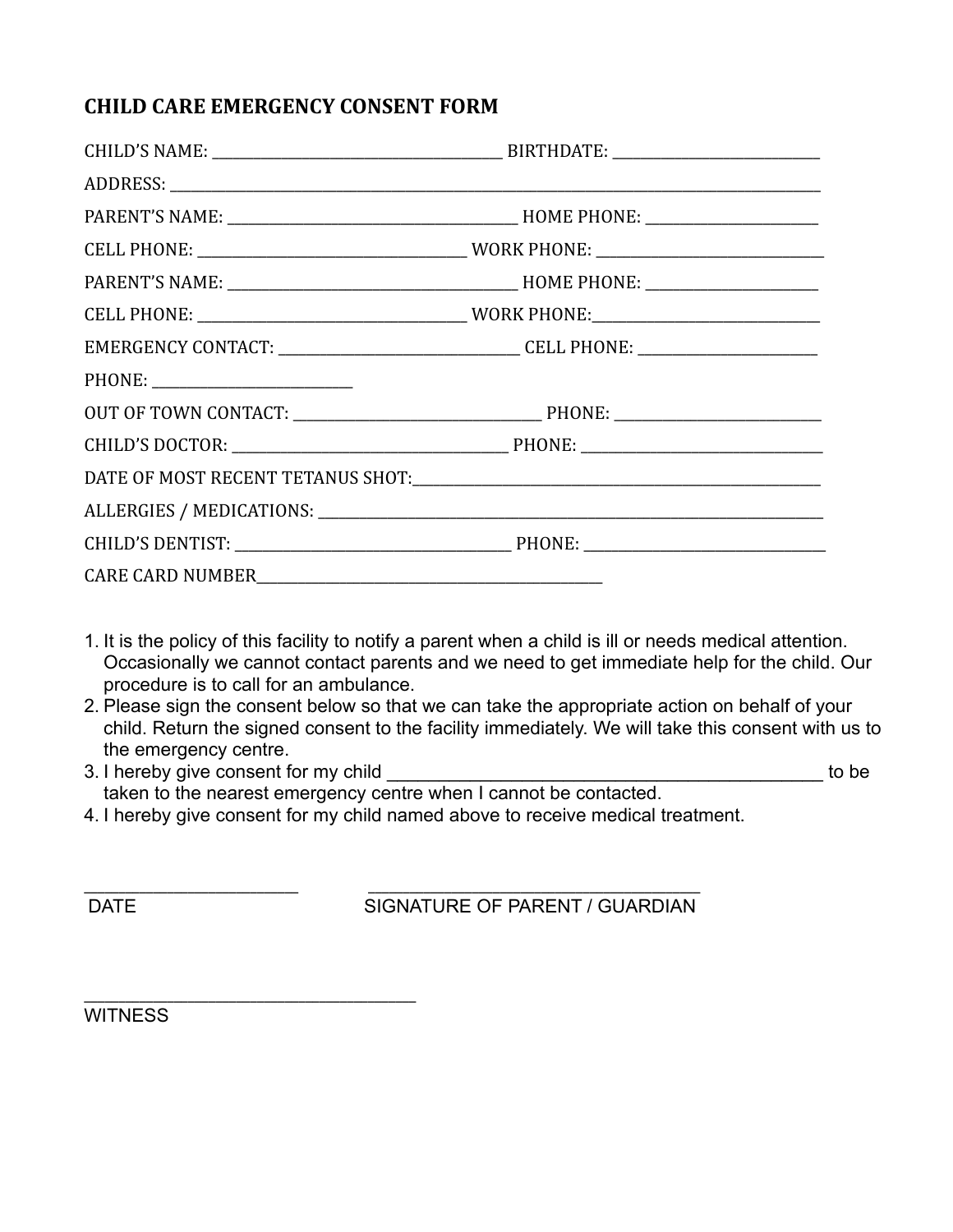## CHILD CARE EMERGENCY CONSENT FORM

CHILD'S NAME: ______________________________________ BIRTHDATE: ___________________________

ADDRESS: ___________________________________________________________________________________________

PARENT'S NAME: ______________________________________ HOME PHONE: ______________________

CELL PHONE: __________________________________ WORK PHONE: ______________________________

PARENT'S NAME: ______________________________________ HOME PHONE: ______________________

CELL PHONE: __________________________________ WORK PHONE:______________________________

EMERGENCY CONTACT: _______________________________ CELL PHONE: _______________________

PHONE: __________________________

OUT OF TOWN CONTACT: ________________________________ PHONE: ___________________________

CHILD'S DOCTOR: ___________________________________ PHONE: ________________________________

DATE OF MOST RECENT TETANUS SHOT:_______________________________________________________

ALLERGIES / MEDICATIONS: _____________________________________________________________________

CHILD'S DENTIST: ___________________________________ PHONE: ________________________________

CARE CARD NUMBER_____________________________________________

1. It is the policy of this facility to notify a parent when a child is ill or needs medical attention. Occasionally we cannot contact parents and we need to get immediate help for the child. Our procedure is to call for an ambulance.
2. Please sign the consent below so that we can take the appropriate action on behalf of your child. Return the signed consent to the facility immediately. We will take this consent with us to the emergency centre.
3. I hereby give consent for my child _____________________________________________ to be taken to the nearest emergency centre when I cannot be contacted.
4. I hereby give consent for my child named above to receive medical treatment.

______________________ DATE

___________________________________ SIGNATURE OF PARENT / GUARDIAN

__________________________________ WITNESS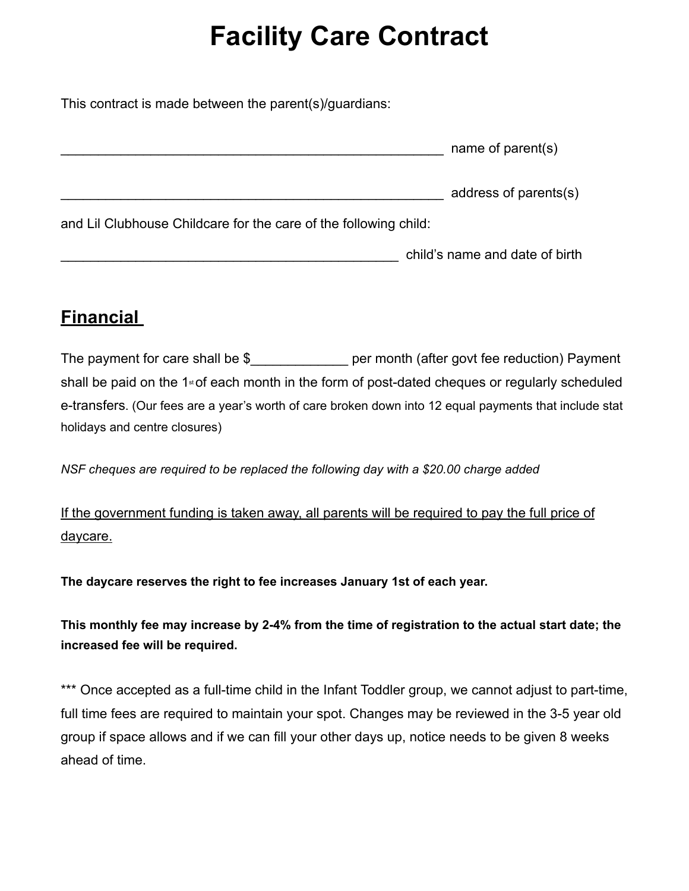# Facility Care Contract

This contract is made between the parent(s)/guardians:

_____________________________________________________ name of parent(s)

_____________________________________________________ address of parents(s)

and Lil Clubhouse Childcare for the care of the following child:

_______________________________________________ child's name and date of birth

## Financial

The payment for care shall be $_____________ per month (after govt fee reduction) Payment shall be paid on the 1st of each month in the form of post-dated cheques or regularly scheduled e-transfers. (Our fees are a year's worth of care broken down into 12 equal payments that include stat holidays and centre closures)

*NSF cheques are required to be replaced the following day with a $20.00 charge added*

<u>If the government funding is taken away, all parents will be required to pay the full price of daycare.</u>

**The daycare reserves the right to fee increases January 1st of each year.**

**This monthly fee may increase by 2-4% from the time of registration to the actual start date; the increased fee will be required.**

*** Once accepted as a full-time child in the Infant Toddler group, we cannot adjust to part-time, full time fees are required to maintain your spot. Changes may be reviewed in the 3-5 year old group if space allows and if we can fill your other days up, notice needs to be given 8 weeks ahead of time.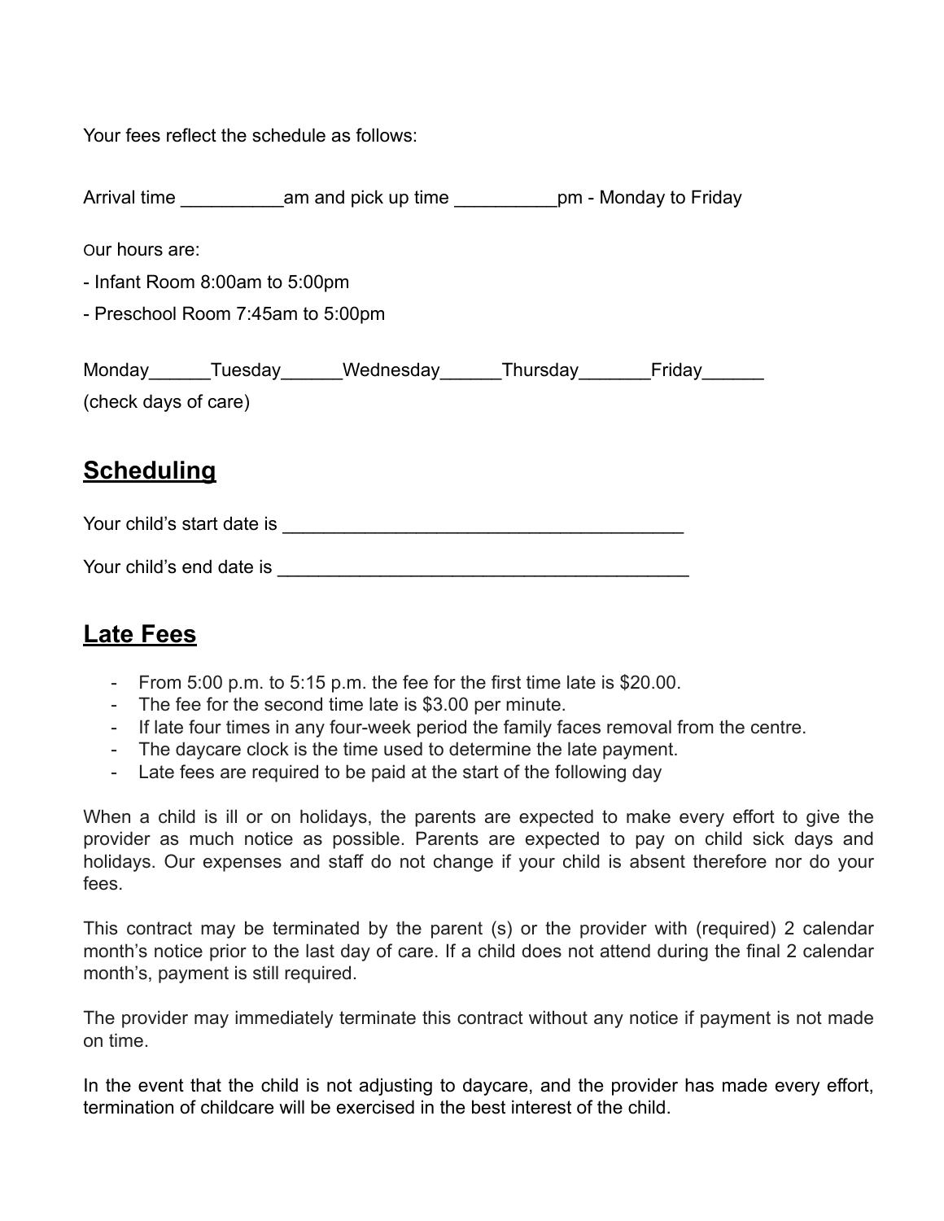Your fees reflect the schedule as follows:

Arrival time __________am and pick up time __________pm - Monday to Friday

Our hours are:

- Infant Room 8:00am to 5:00pm
- Preschool Room 7:45am to 5:00pm

Monday______Tuesday______Wednesday______Thursday_______Friday______
(check days of care)

## Scheduling

Your child's start date is ________________________________________

Your child's end date is ________________________________________

## Late Fees

- From 5:00 p.m. to 5:15 p.m. the fee for the first time late is $20.00.
- The fee for the second time late is $3.00 per minute.
- If late four times in any four-week period the family faces removal from the centre.
- The daycare clock is the time used to determine the late payment.
- Late fees are required to be paid at the start of the following day

When a child is ill or on holidays, the parents are expected to make every effort to give the provider as much notice as possible. Parents are expected to pay on child sick days and holidays. Our expenses and staff do not change if your child is absent therefore nor do your fees.

This contract may be terminated by the parent (s) or the provider with (required) 2 calendar month's notice prior to the last day of care. If a child does not attend during the final 2 calendar month's, payment is still required.

The provider may immediately terminate this contract without any notice if payment is not made on time.

In the event that the child is not adjusting to daycare, and the provider has made every effort, termination of childcare will be exercised in the best interest of the child.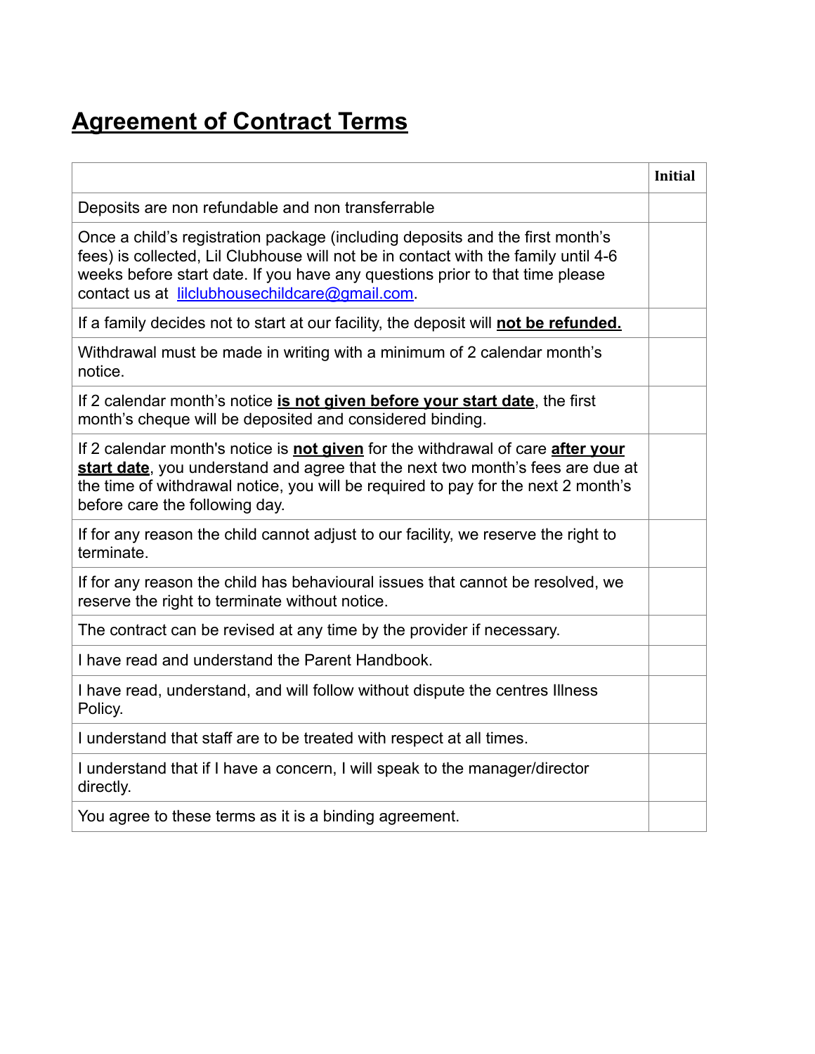# Agreement of Contract Terms

| | Initial |
|---|---|
| Deposits are non refundable and non transferrable | |
| Once a child's registration package (including deposits and the first month's fees) is collected, Lil Clubhouse will not be in contact with the family until 4-6 weeks before start date. If you have any questions prior to that time please contact us at lilclubhousechildcare@gmail.com. | |
| If a family decides not to start at our facility, the deposit will **not be refunded.** | |
| Withdrawal must be made in writing with a minimum of 2 calendar month's notice. | |
| If 2 calendar month's notice **is not given before your start date**, the first month's cheque will be deposited and considered binding. | |
| If 2 calendar month's notice is **not given** for the withdrawal of care **after your start date**, you understand and agree that the next two month's fees are due at the time of withdrawal notice, you will be required to pay for the next 2 month's before care the following day. | |
| If for any reason the child cannot adjust to our facility, we reserve the right to terminate. | |
| If for any reason the child has behavioural issues that cannot be resolved, we reserve the right to terminate without notice. | |
| The contract can be revised at any time by the provider if necessary. | |
| I have read and understand the Parent Handbook. | |
| I have read, understand, and will follow without dispute the centres Illness Policy. | |
| I understand that staff are to be treated with respect at all times. | |
| I understand that if I have a concern, I will speak to the manager/director directly. | |
| You agree to these terms as it is a binding agreement. | |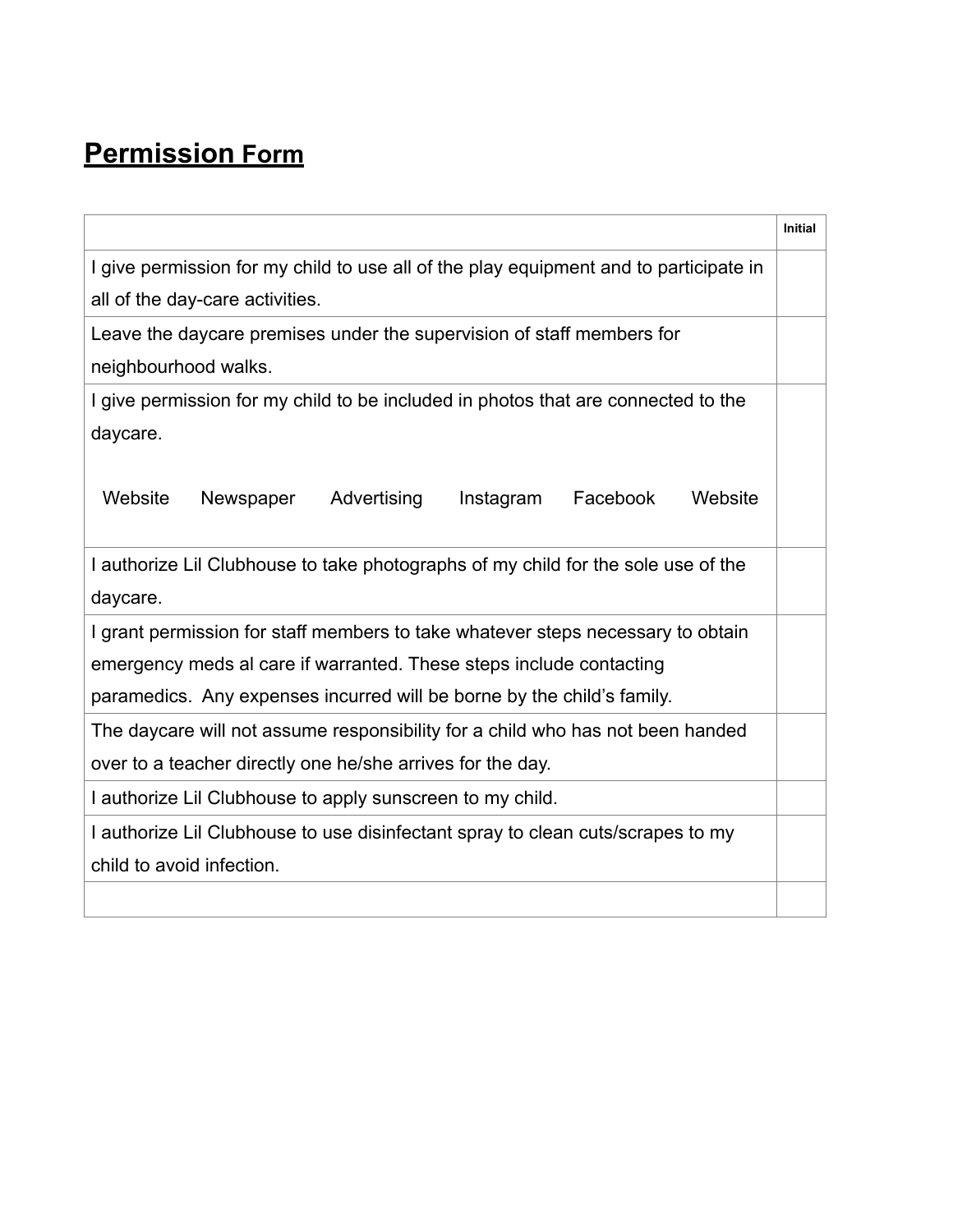# **Permission Form**

| | Initial |
|---|---|
| I give permission for my child to use all of the play equipment and to participate in all of the day-care activities. | |
| Leave the daycare premises under the supervision of staff members for neighbourhood walks. | |
| I give permission for my child to be included in photos that are connected to the daycare.<br><br>Website Newspaper Advertising Instagram Facebook Website | |
| I authorize Lil Clubhouse to take photographs of my child for the sole use of the daycare. | |
| I grant permission for staff members to take whatever steps necessary to obtain emergency meds al care if warranted. These steps include contacting paramedics. Any expenses incurred will be borne by the child's family. | |
| The daycare will not assume responsibility for a child who has not been handed over to a teacher directly one he/she arrives for the day. | |
| I authorize Lil Clubhouse to apply sunscreen to my child. | |
| I authorize Lil Clubhouse to use disinfectant spray to clean cuts/scrapes to my child to avoid infection. | |
| | |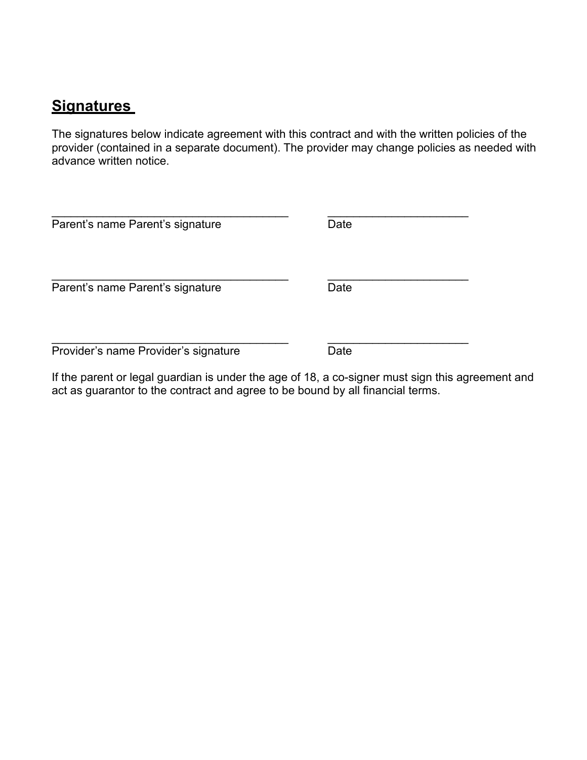## Signatures

The signatures below indicate agreement with this contract and with the written policies of the provider (contained in a separate document). The provider may change policies as needed with advance written notice.

_______________________________________ _______________________

Parent's name Parent's signature Date

_______________________________________ _______________________

Parent's name Parent's signature Date

_______________________________________ _______________________

Provider's name Provider's signature Date

If the parent or legal guardian is under the age of 18, a co-signer must sign this agreement and act as guarantor to the contract and agree to be bound by all financial terms.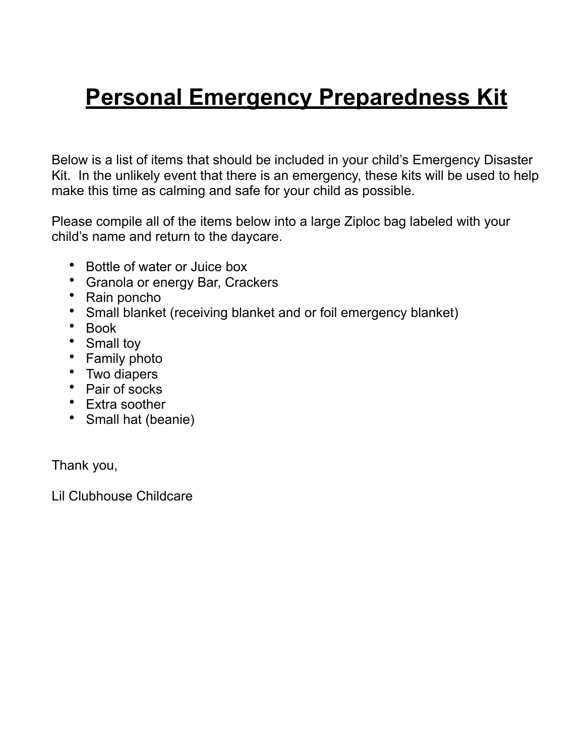# Personal Emergency Preparedness Kit

Below is a list of items that should be included in your child's Emergency Disaster Kit. In the unlikely event that there is an emergency, these kits will be used to help make this time as calming and safe for your child as possible.

Please compile all of the items below into a large Ziploc bag labeled with your child's name and return to the daycare.

- Bottle of water or Juice box
- Granola or energy Bar, Crackers
- Rain poncho
- Small blanket (receiving blanket and or foil emergency blanket)
- Book
- Small toy
- Family photo
- Two diapers
- Pair of socks
- Extra soother
- Small hat (beanie)

Thank you,

Lil Clubhouse Childcare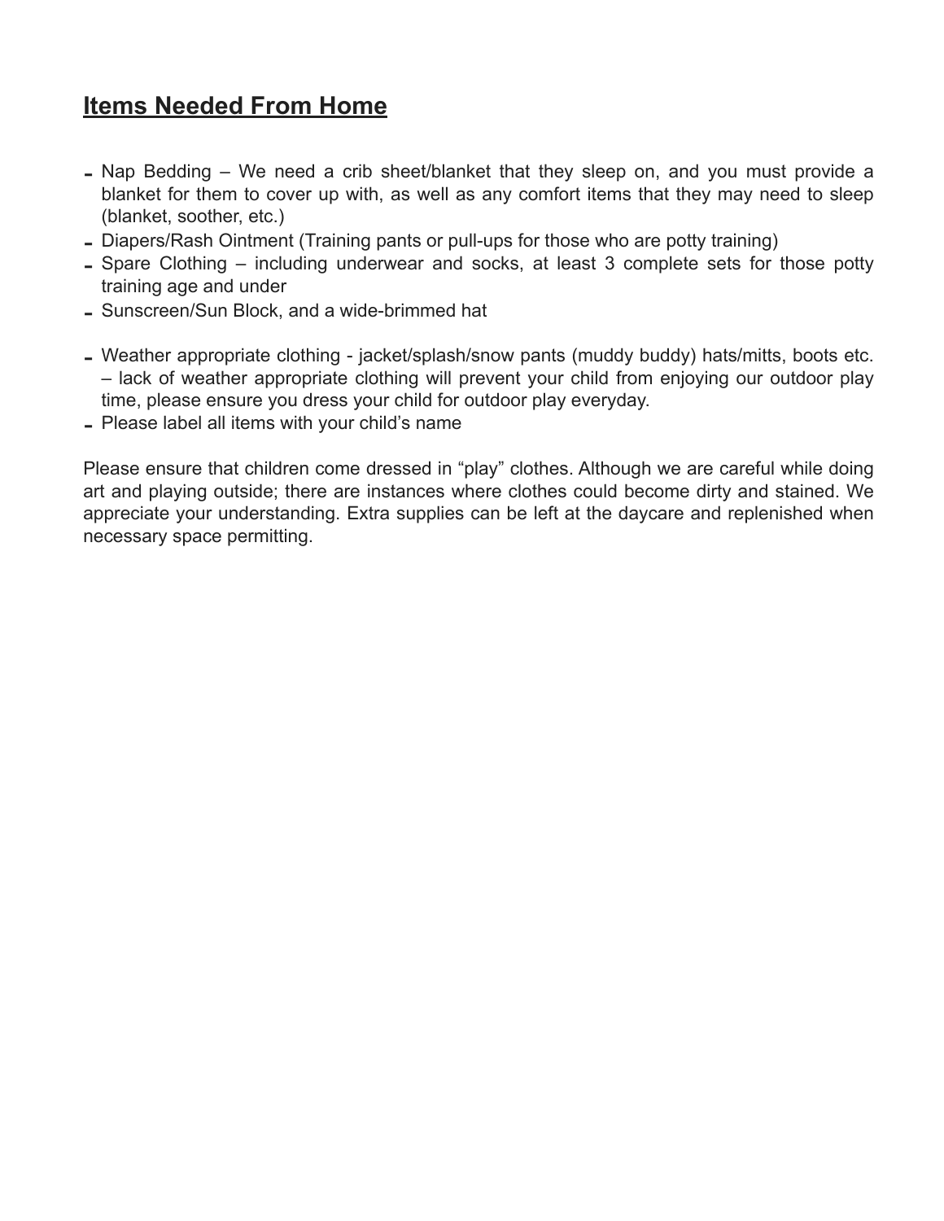## Items Needed From Home

- Nap Bedding – We need a crib sheet/blanket that they sleep on, and you must provide a blanket for them to cover up with, as well as any comfort items that they may need to sleep (blanket, soother, etc.)
- Diapers/Rash Ointment (Training pants or pull-ups for those who are potty training)
- Spare Clothing – including underwear and socks, at least 3 complete sets for those potty training age and under
- Sunscreen/Sun Block, and a wide-brimmed hat
- Weather appropriate clothing - jacket/splash/snow pants (muddy buddy) hats/mitts, boots etc. – lack of weather appropriate clothing will prevent your child from enjoying our outdoor play time, please ensure you dress your child for outdoor play everyday.
- Please label all items with your child's name

Please ensure that children come dressed in "play" clothes. Although we are careful while doing art and playing outside; there are instances where clothes could become dirty and stained. We appreciate your understanding. Extra supplies can be left at the daycare and replenished when necessary space permitting.